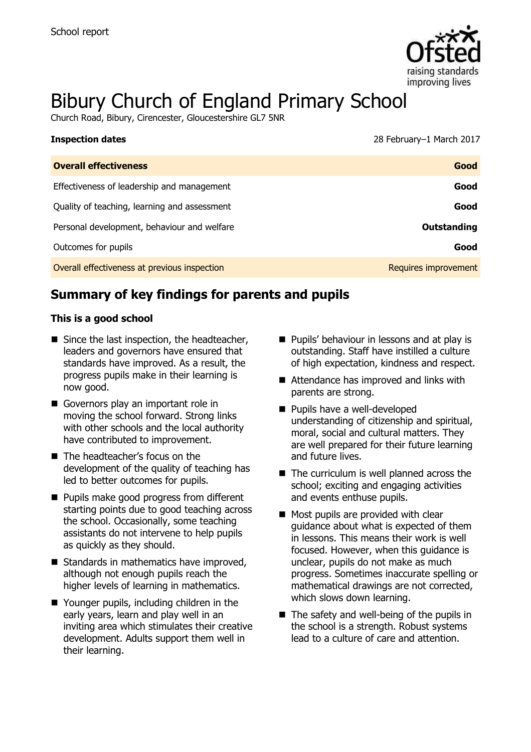School report

# Bibury Church of England Primary School

Church Road, Bibury, Cirencester, Gloucestershire GL7 5NR

| **Inspection dates** | 28 February–1 March 2017 |
|---|---|
| **Overall effectiveness** | **Good** |
| Effectiveness of leadership and management | **Good** |
| Quality of teaching, learning and assessment | **Good** |
| Personal development, behaviour and welfare | **Outstanding** |
| Outcomes for pupils | **Good** |
| Overall effectiveness at previous inspection | Requires improvement |

## Summary of key findings for parents and pupils

### This is a good school

- Since the last inspection, the headteacher, leaders and governors have ensured that standards have improved. As a result, the progress pupils make in their learning is now good.
- Governors play an important role in moving the school forward. Strong links with other schools and the local authority have contributed to improvement.
- The headteacher's focus on the development of the quality of teaching has led to better outcomes for pupils.
- Pupils make good progress from different starting points due to good teaching across the school. Occasionally, some teaching assistants do not intervene to help pupils as quickly as they should.
- Standards in mathematics have improved, although not enough pupils reach the higher levels of learning in mathematics.
- Younger pupils, including children in the early years, learn and play well in an inviting area which stimulates their creative development. Adults support them well in their learning.
- Pupils' behaviour in lessons and at play is outstanding. Staff have instilled a culture of high expectation, kindness and respect.
- Attendance has improved and links with parents are strong.
- Pupils have a well-developed understanding of citizenship and spiritual, moral, social and cultural matters. They are well prepared for their future learning and future lives.
- The curriculum is well planned across the school; exciting and engaging activities and events enthuse pupils.
- Most pupils are provided with clear guidance about what is expected of them in lessons. This means their work is well focused. However, when this guidance is unclear, pupils do not make as much progress. Sometimes inaccurate spelling or mathematical drawings are not corrected, which slows down learning.
- The safety and well-being of the pupils in the school is a strength. Robust systems lead to a culture of care and attention.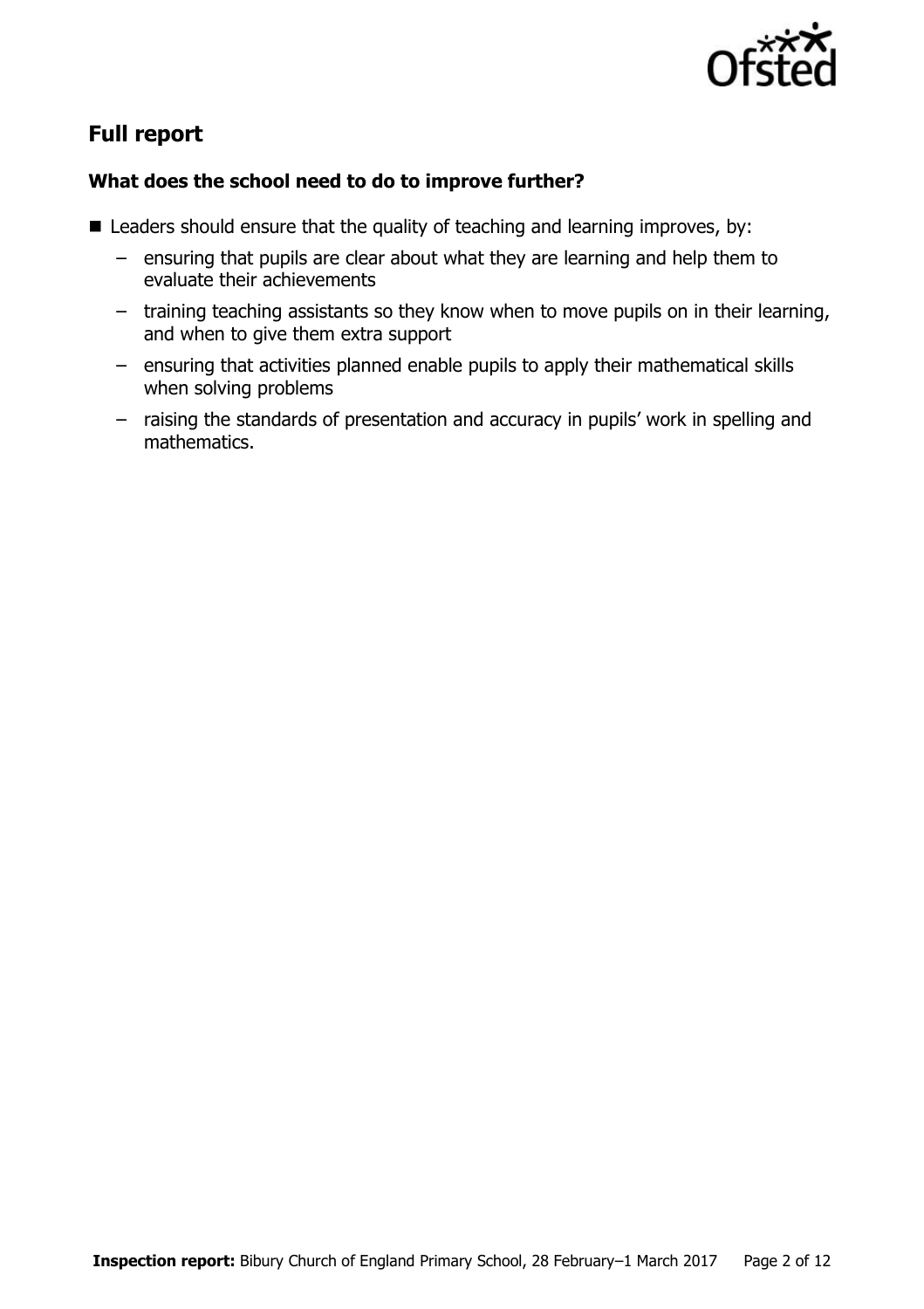## Full report

### What does the school need to do to improve further?

- Leaders should ensure that the quality of teaching and learning improves, by:
  - ensuring that pupils are clear about what they are learning and help them to evaluate their achievements
  - training teaching assistants so they know when to move pupils on in their learning, and when to give them extra support
  - ensuring that activities planned enable pupils to apply their mathematical skills when solving problems
  - raising the standards of presentation and accuracy in pupils' work in spelling and mathematics.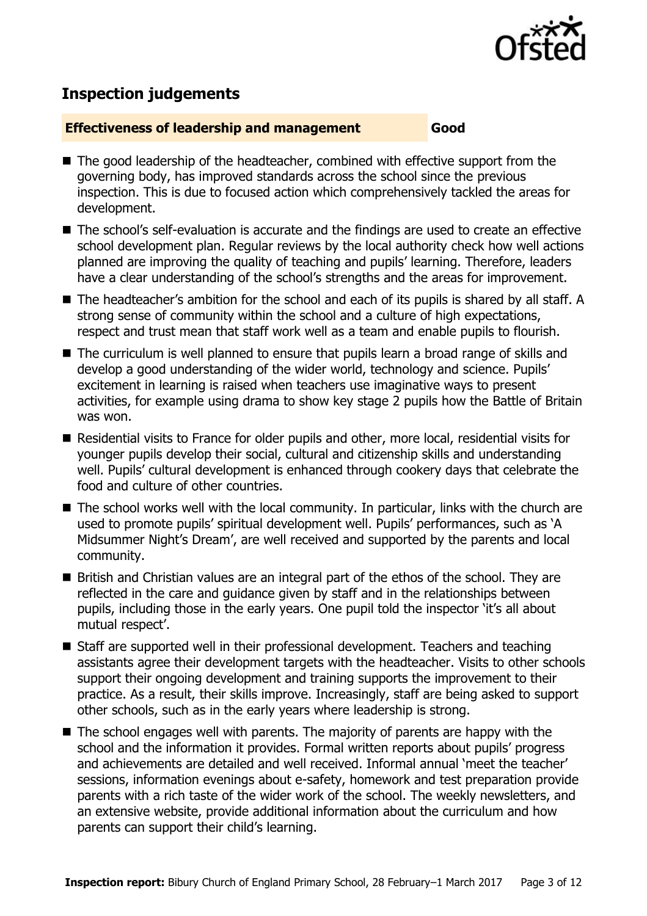## Inspection judgements

**Effectiveness of leadership and management** **Good**

- The good leadership of the headteacher, combined with effective support from the governing body, has improved standards across the school since the previous inspection. This is due to focused action which comprehensively tackled the areas for development.
- The school's self-evaluation is accurate and the findings are used to create an effective school development plan. Regular reviews by the local authority check how well actions planned are improving the quality of teaching and pupils' learning. Therefore, leaders have a clear understanding of the school's strengths and the areas for improvement.
- The headteacher's ambition for the school and each of its pupils is shared by all staff. A strong sense of community within the school and a culture of high expectations, respect and trust mean that staff work well as a team and enable pupils to flourish.
- The curriculum is well planned to ensure that pupils learn a broad range of skills and develop a good understanding of the wider world, technology and science. Pupils' excitement in learning is raised when teachers use imaginative ways to present activities, for example using drama to show key stage 2 pupils how the Battle of Britain was won.
- Residential visits to France for older pupils and other, more local, residential visits for younger pupils develop their social, cultural and citizenship skills and understanding well. Pupils' cultural development is enhanced through cookery days that celebrate the food and culture of other countries.
- The school works well with the local community. In particular, links with the church are used to promote pupils' spiritual development well. Pupils' performances, such as 'A Midsummer Night's Dream', are well received and supported by the parents and local community.
- British and Christian values are an integral part of the ethos of the school. They are reflected in the care and guidance given by staff and in the relationships between pupils, including those in the early years. One pupil told the inspector 'it's all about mutual respect'.
- Staff are supported well in their professional development. Teachers and teaching assistants agree their development targets with the headteacher. Visits to other schools support their ongoing development and training supports the improvement to their practice. As a result, their skills improve. Increasingly, staff are being asked to support other schools, such as in the early years where leadership is strong.
- The school engages well with parents. The majority of parents are happy with the school and the information it provides. Formal written reports about pupils' progress and achievements are detailed and well received. Informal annual 'meet the teacher' sessions, information evenings about e-safety, homework and test preparation provide parents with a rich taste of the wider work of the school. The weekly newsletters, and an extensive website, provide additional information about the curriculum and how parents can support their child's learning.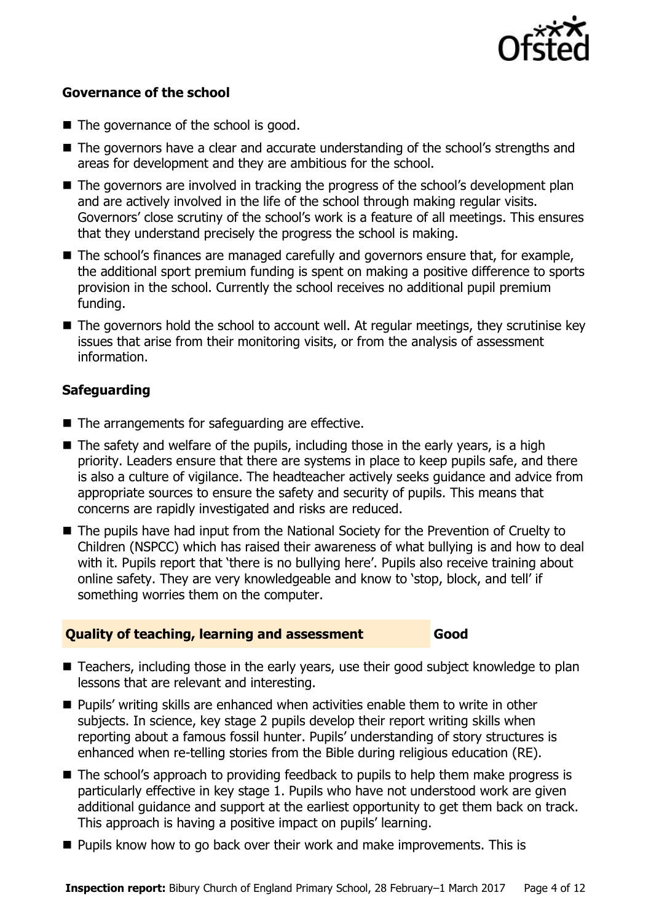### Governance of the school

- The governance of the school is good.
- The governors have a clear and accurate understanding of the school's strengths and areas for development and they are ambitious for the school.
- The governors are involved in tracking the progress of the school's development plan and are actively involved in the life of the school through making regular visits. Governors' close scrutiny of the school's work is a feature of all meetings. This ensures that they understand precisely the progress the school is making.
- The school's finances are managed carefully and governors ensure that, for example, the additional sport premium funding is spent on making a positive difference to sports provision in the school. Currently the school receives no additional pupil premium funding.
- The governors hold the school to account well. At regular meetings, they scrutinise key issues that arise from their monitoring visits, or from the analysis of assessment information.

### Safeguarding

- The arrangements for safeguarding are effective.
- The safety and welfare of the pupils, including those in the early years, is a high priority. Leaders ensure that there are systems in place to keep pupils safe, and there is also a culture of vigilance. The headteacher actively seeks guidance and advice from appropriate sources to ensure the safety and security of pupils. This means that concerns are rapidly investigated and risks are reduced.
- The pupils have had input from the National Society for the Prevention of Cruelty to Children (NSPCC) which has raised their awareness of what bullying is and how to deal with it. Pupils report that 'there is no bullying here'. Pupils also receive training about online safety. They are very knowledgeable and know to 'stop, block, and tell' if something worries them on the computer.

## Quality of teaching, learning and assessment — Good

- Teachers, including those in the early years, use their good subject knowledge to plan lessons that are relevant and interesting.
- Pupils' writing skills are enhanced when activities enable them to write in other subjects. In science, key stage 2 pupils develop their report writing skills when reporting about a famous fossil hunter. Pupils' understanding of story structures is enhanced when re-telling stories from the Bible during religious education (RE).
- The school's approach to providing feedback to pupils to help them make progress is particularly effective in key stage 1. Pupils who have not understood work are given additional guidance and support at the earliest opportunity to get them back on track. This approach is having a positive impact on pupils' learning.
- Pupils know how to go back over their work and make improvements. This is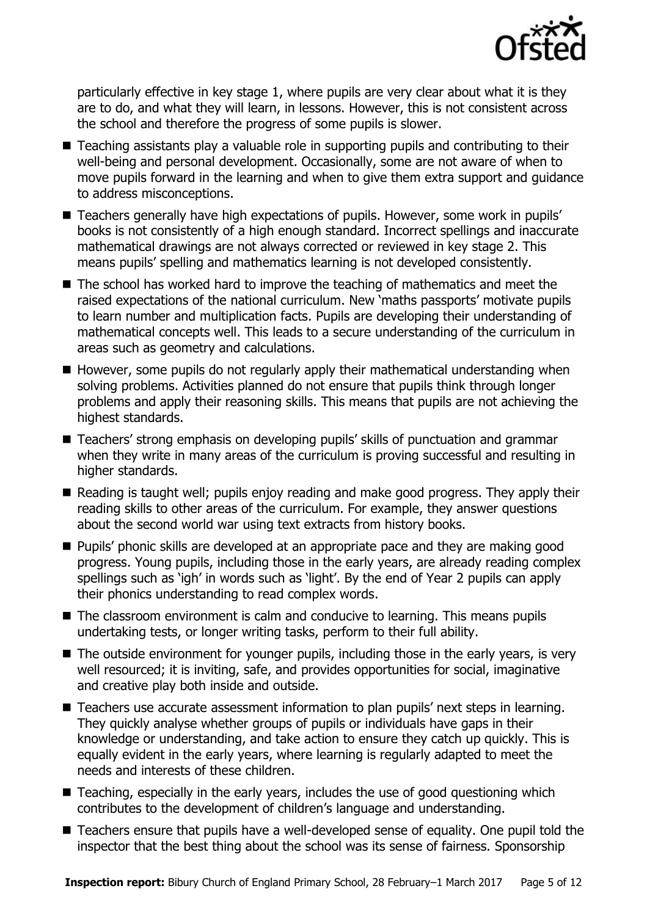particularly effective in key stage 1, where pupils are very clear about what it is they are to do, and what they will learn, in lessons. However, this is not consistent across the school and therefore the progress of some pupils is slower.

- Teaching assistants play a valuable role in supporting pupils and contributing to their well-being and personal development. Occasionally, some are not aware of when to move pupils forward in the learning and when to give them extra support and guidance to address misconceptions.
- Teachers generally have high expectations of pupils. However, some work in pupils' books is not consistently of a high enough standard. Incorrect spellings and inaccurate mathematical drawings are not always corrected or reviewed in key stage 2. This means pupils' spelling and mathematics learning is not developed consistently.
- The school has worked hard to improve the teaching of mathematics and meet the raised expectations of the national curriculum. New 'maths passports' motivate pupils to learn number and multiplication facts. Pupils are developing their understanding of mathematical concepts well. This leads to a secure understanding of the curriculum in areas such as geometry and calculations.
- However, some pupils do not regularly apply their mathematical understanding when solving problems. Activities planned do not ensure that pupils think through longer problems and apply their reasoning skills. This means that pupils are not achieving the highest standards.
- Teachers' strong emphasis on developing pupils' skills of punctuation and grammar when they write in many areas of the curriculum is proving successful and resulting in higher standards.
- Reading is taught well; pupils enjoy reading and make good progress. They apply their reading skills to other areas of the curriculum. For example, they answer questions about the second world war using text extracts from history books.
- Pupils' phonic skills are developed at an appropriate pace and they are making good progress. Young pupils, including those in the early years, are already reading complex spellings such as 'igh' in words such as 'light'. By the end of Year 2 pupils can apply their phonics understanding to read complex words.
- The classroom environment is calm and conducive to learning. This means pupils undertaking tests, or longer writing tasks, perform to their full ability.
- The outside environment for younger pupils, including those in the early years, is very well resourced; it is inviting, safe, and provides opportunities for social, imaginative and creative play both inside and outside.
- Teachers use accurate assessment information to plan pupils' next steps in learning. They quickly analyse whether groups of pupils or individuals have gaps in their knowledge or understanding, and take action to ensure they catch up quickly. This is equally evident in the early years, where learning is regularly adapted to meet the needs and interests of these children.
- Teaching, especially in the early years, includes the use of good questioning which contributes to the development of children's language and understanding.
- Teachers ensure that pupils have a well-developed sense of equality. One pupil told the inspector that the best thing about the school was its sense of fairness. Sponsorship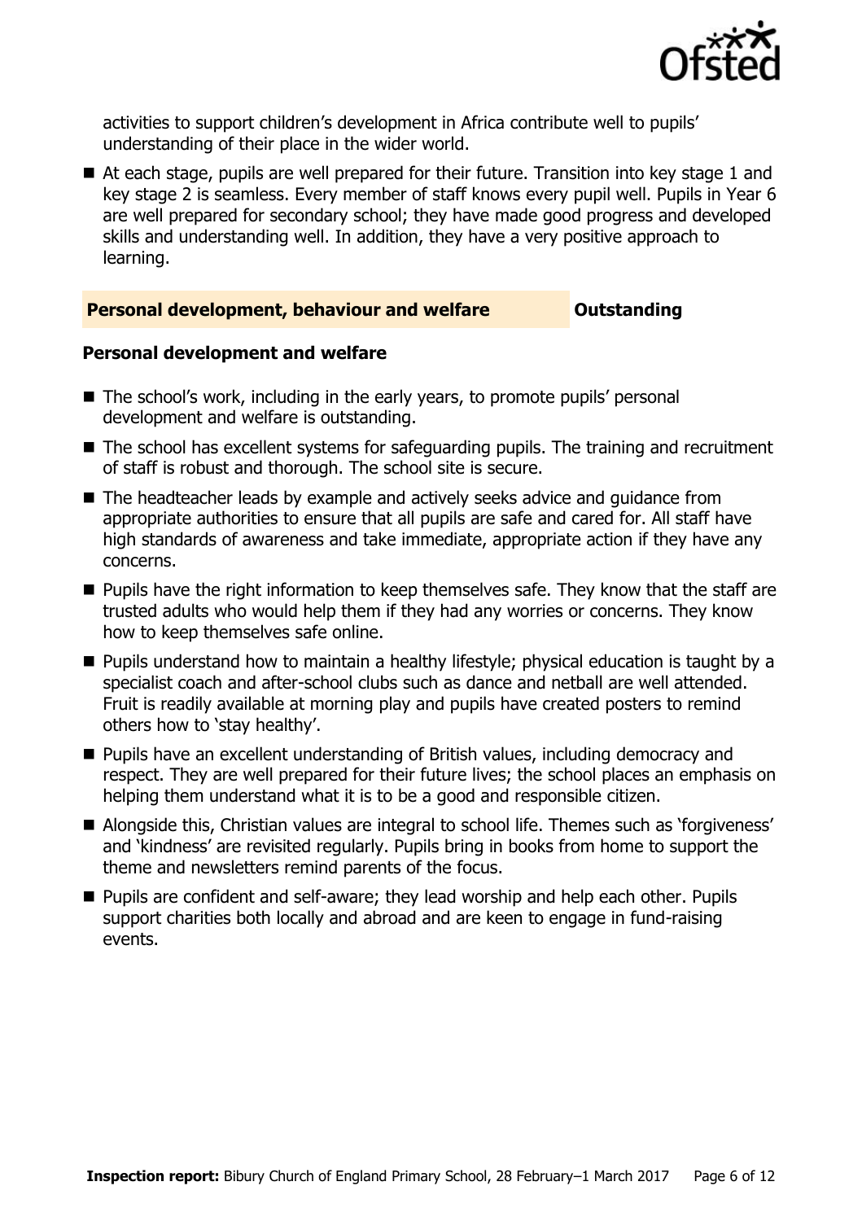activities to support children's development in Africa contribute well to pupils' understanding of their place in the wider world.

- At each stage, pupils are well prepared for their future. Transition into key stage 1 and key stage 2 is seamless. Every member of staff knows every pupil well. Pupils in Year 6 are well prepared for secondary school; they have made good progress and developed skills and understanding well. In addition, they have a very positive approach to learning.

## Personal development, behaviour and welfare — Outstanding

### Personal development and welfare

- The school's work, including in the early years, to promote pupils' personal development and welfare is outstanding.
- The school has excellent systems for safeguarding pupils. The training and recruitment of staff is robust and thorough. The school site is secure.
- The headteacher leads by example and actively seeks advice and guidance from appropriate authorities to ensure that all pupils are safe and cared for. All staff have high standards of awareness and take immediate, appropriate action if they have any concerns.
- Pupils have the right information to keep themselves safe. They know that the staff are trusted adults who would help them if they had any worries or concerns. They know how to keep themselves safe online.
- Pupils understand how to maintain a healthy lifestyle; physical education is taught by a specialist coach and after-school clubs such as dance and netball are well attended. Fruit is readily available at morning play and pupils have created posters to remind others how to 'stay healthy'.
- Pupils have an excellent understanding of British values, including democracy and respect. They are well prepared for their future lives; the school places an emphasis on helping them understand what it is to be a good and responsible citizen.
- Alongside this, Christian values are integral to school life. Themes such as 'forgiveness' and 'kindness' are revisited regularly. Pupils bring in books from home to support the theme and newsletters remind parents of the focus.
- Pupils are confident and self-aware; they lead worship and help each other. Pupils support charities both locally and abroad and are keen to engage in fund-raising events.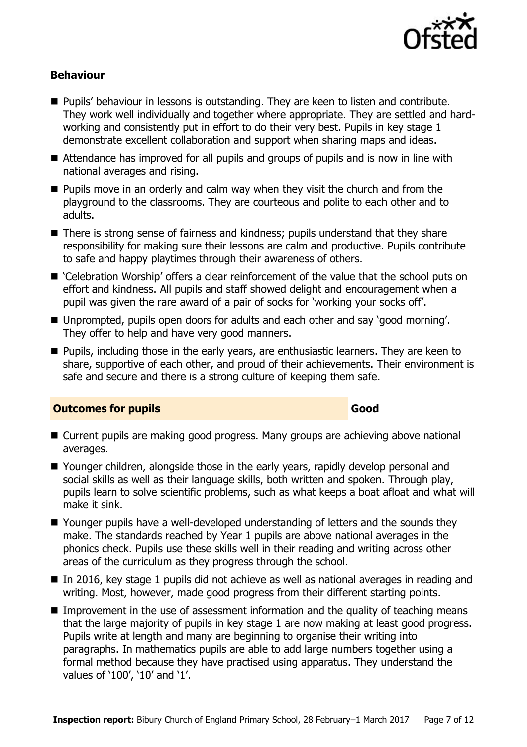### Behaviour

- Pupils' behaviour in lessons is outstanding. They are keen to listen and contribute. They work well individually and together where appropriate. They are settled and hard-working and consistently put in effort to do their very best. Pupils in key stage 1 demonstrate excellent collaboration and support when sharing maps and ideas.
- Attendance has improved for all pupils and groups of pupils and is now in line with national averages and rising.
- Pupils move in an orderly and calm way when they visit the church and from the playground to the classrooms. They are courteous and polite to each other and to adults.
- There is strong sense of fairness and kindness; pupils understand that they share responsibility for making sure their lessons are calm and productive. Pupils contribute to safe and happy playtimes through their awareness of others.
- 'Celebration Worship' offers a clear reinforcement of the value that the school puts on effort and kindness. All pupils and staff showed delight and encouragement when a pupil was given the rare award of a pair of socks for 'working your socks off'.
- Unprompted, pupils open doors for adults and each other and say 'good morning'. They offer to help and have very good manners.
- Pupils, including those in the early years, are enthusiastic learners. They are keen to share, supportive of each other, and proud of their achievements. Their environment is safe and secure and there is a strong culture of keeping them safe.

## Outcomes for pupils — Good

- Current pupils are making good progress. Many groups are achieving above national averages.
- Younger children, alongside those in the early years, rapidly develop personal and social skills as well as their language skills, both written and spoken. Through play, pupils learn to solve scientific problems, such as what keeps a boat afloat and what will make it sink.
- Younger pupils have a well-developed understanding of letters and the sounds they make. The standards reached by Year 1 pupils are above national averages in the phonics check. Pupils use these skills well in their reading and writing across other areas of the curriculum as they progress through the school.
- In 2016, key stage 1 pupils did not achieve as well as national averages in reading and writing. Most, however, made good progress from their different starting points.
- Improvement in the use of assessment information and the quality of teaching means that the large majority of pupils in key stage 1 are now making at least good progress. Pupils write at length and many are beginning to organise their writing into paragraphs. In mathematics pupils are able to add large numbers together using a formal method because they have practised using apparatus. They understand the values of '100', '10' and '1'.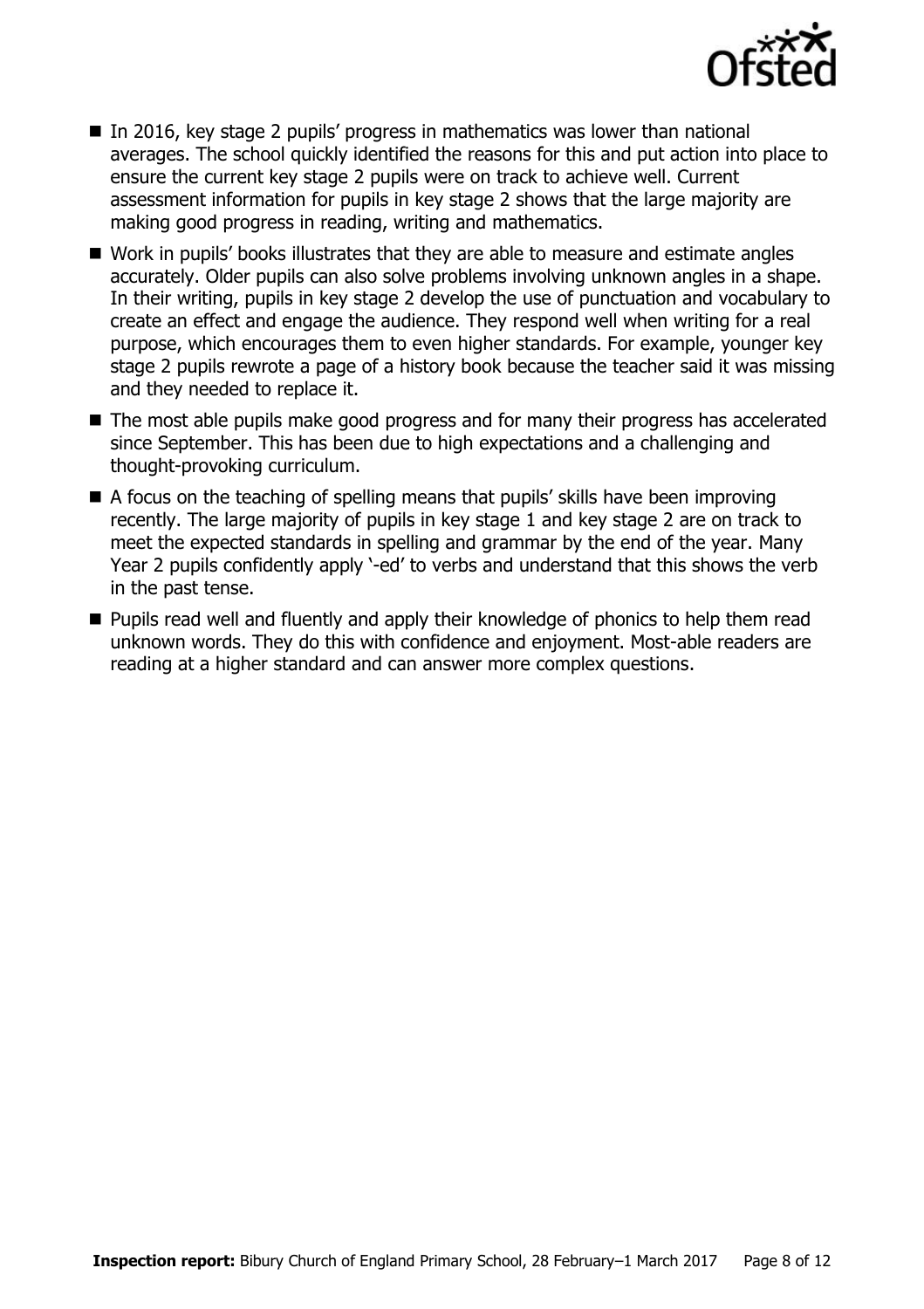- In 2016, key stage 2 pupils' progress in mathematics was lower than national averages. The school quickly identified the reasons for this and put action into place to ensure the current key stage 2 pupils were on track to achieve well. Current assessment information for pupils in key stage 2 shows that the large majority are making good progress in reading, writing and mathematics.
- Work in pupils' books illustrates that they are able to measure and estimate angles accurately. Older pupils can also solve problems involving unknown angles in a shape. In their writing, pupils in key stage 2 develop the use of punctuation and vocabulary to create an effect and engage the audience. They respond well when writing for a real purpose, which encourages them to even higher standards. For example, younger key stage 2 pupils rewrote a page of a history book because the teacher said it was missing and they needed to replace it.
- The most able pupils make good progress and for many their progress has accelerated since September. This has been due to high expectations and a challenging and thought-provoking curriculum.
- A focus on the teaching of spelling means that pupils' skills have been improving recently. The large majority of pupils in key stage 1 and key stage 2 are on track to meet the expected standards in spelling and grammar by the end of the year. Many Year 2 pupils confidently apply '-ed' to verbs and understand that this shows the verb in the past tense.
- Pupils read well and fluently and apply their knowledge of phonics to help them read unknown words. They do this with confidence and enjoyment. Most-able readers are reading at a higher standard and can answer more complex questions.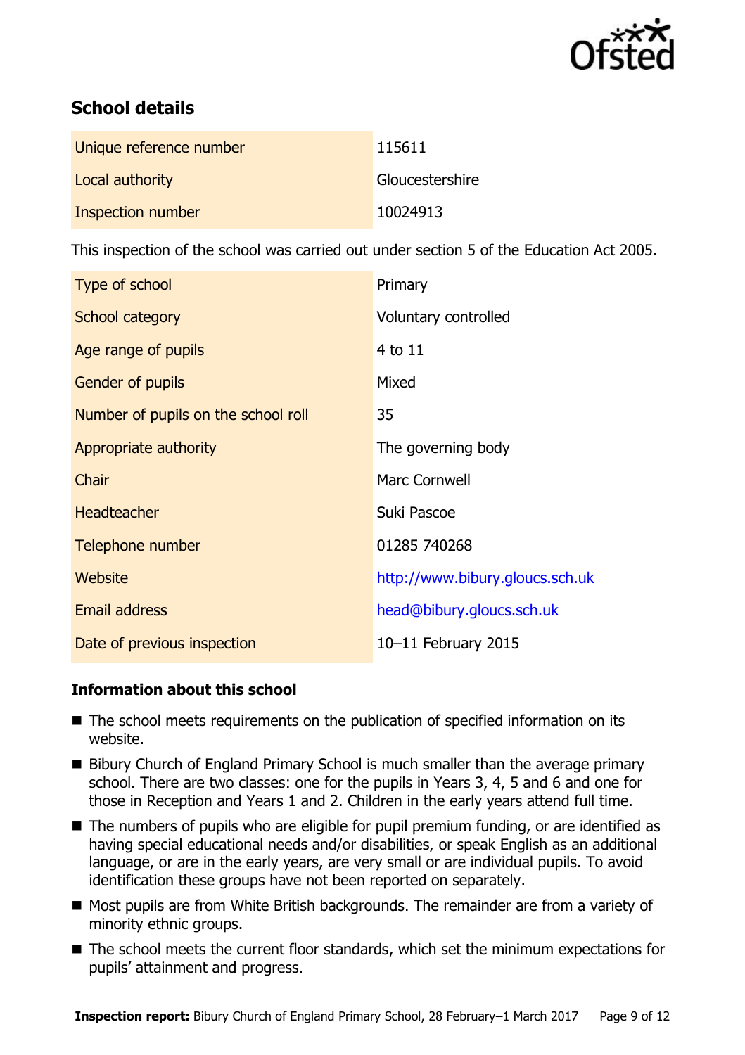## School details

| | |
|---|---|
| Unique reference number | 115611 |
| Local authority | Gloucestershire |
| Inspection number | 10024913 |

This inspection of the school was carried out under section 5 of the Education Act 2005.

| | |
|---|---|
| Type of school | Primary |
| School category | Voluntary controlled |
| Age range of pupils | 4 to 11 |
| Gender of pupils | Mixed |
| Number of pupils on the school roll | 35 |
| Appropriate authority | The governing body |
| Chair | Marc Cornwell |
| Headteacher | Suki Pascoe |
| Telephone number | 01285 740268 |
| Website | http://www.bibury.gloucs.sch.uk |
| Email address | head@bibury.gloucs.sch.uk |
| Date of previous inspection | 10–11 February 2015 |

### Information about this school

- The school meets requirements on the publication of specified information on its website.
- Bibury Church of England Primary School is much smaller than the average primary school. There are two classes: one for the pupils in Years 3, 4, 5 and 6 and one for those in Reception and Years 1 and 2. Children in the early years attend full time.
- The numbers of pupils who are eligible for pupil premium funding, or are identified as having special educational needs and/or disabilities, or speak English as an additional language, or are in the early years, are very small or are individual pupils. To avoid identification these groups have not been reported on separately.
- Most pupils are from White British backgrounds. The remainder are from a variety of minority ethnic groups.
- The school meets the current floor standards, which set the minimum expectations for pupils' attainment and progress.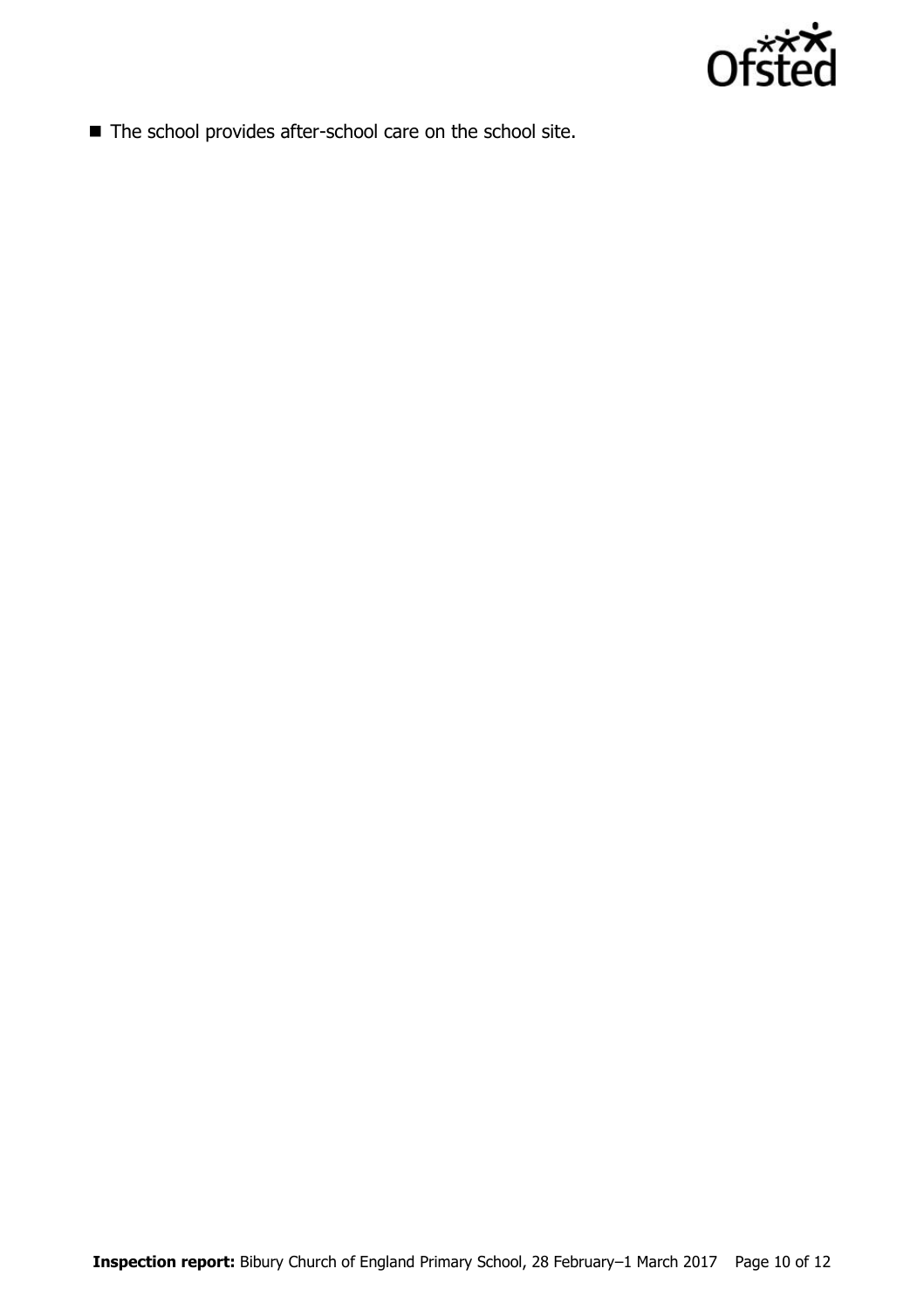- The school provides after-school care on the school site.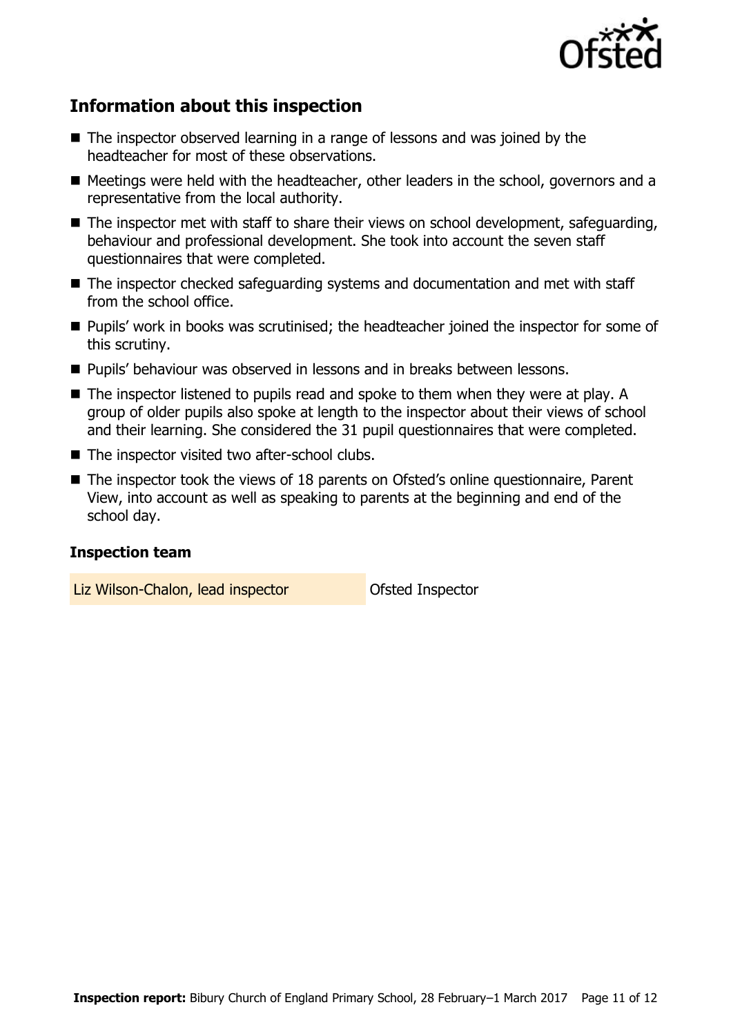## Information about this inspection

- The inspector observed learning in a range of lessons and was joined by the headteacher for most of these observations.
- Meetings were held with the headteacher, other leaders in the school, governors and a representative from the local authority.
- The inspector met with staff to share their views on school development, safeguarding, behaviour and professional development. She took into account the seven staff questionnaires that were completed.
- The inspector checked safeguarding systems and documentation and met with staff from the school office.
- Pupils' work in books was scrutinised; the headteacher joined the inspector for some of this scrutiny.
- Pupils' behaviour was observed in lessons and in breaks between lessons.
- The inspector listened to pupils read and spoke to them when they were at play. A group of older pupils also spoke at length to the inspector about their views of school and their learning. She considered the 31 pupil questionnaires that were completed.
- The inspector visited two after-school clubs.
- The inspector took the views of 18 parents on Ofsted's online questionnaire, Parent View, into account as well as speaking to parents at the beginning and end of the school day.

### Inspection team

| | |
|---|---|
| Liz Wilson-Chalon, lead inspector | Ofsted Inspector |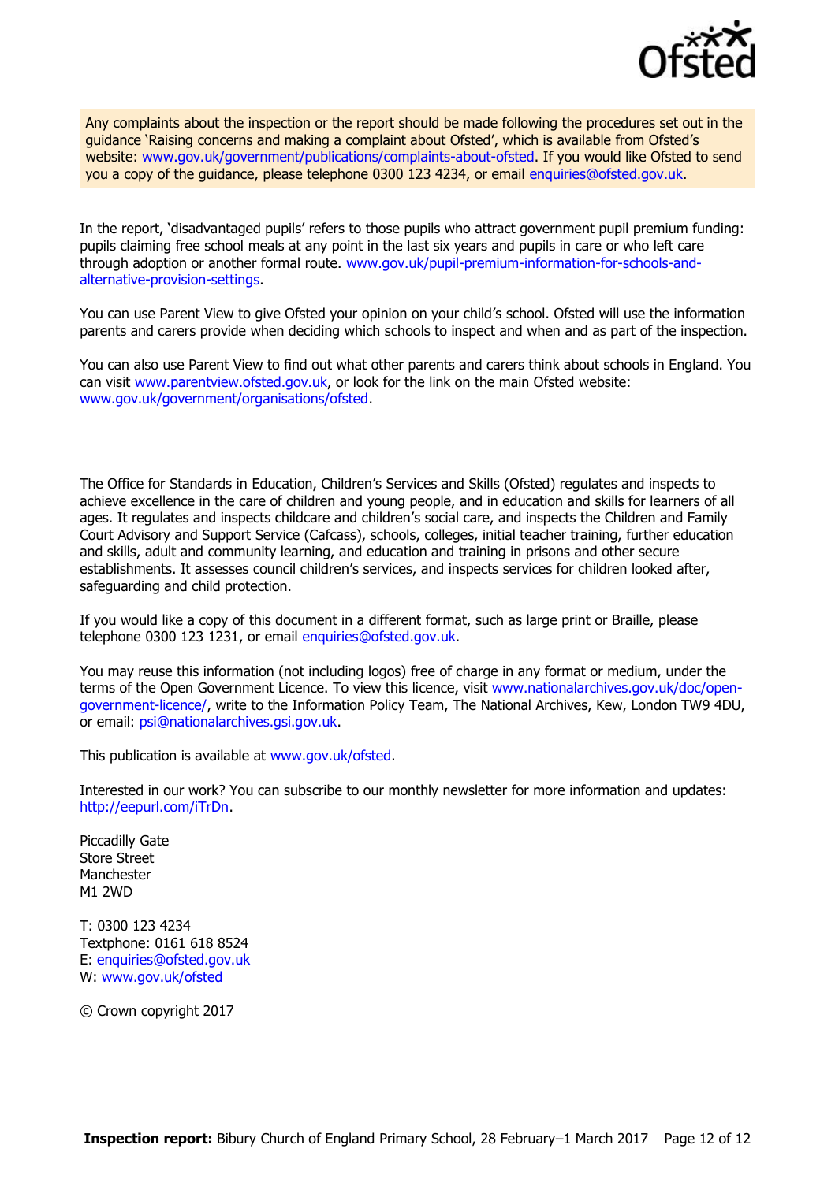Any complaints about the inspection or the report should be made following the procedures set out in the guidance 'Raising concerns and making a complaint about Ofsted', which is available from Ofsted's website: www.gov.uk/government/publications/complaints-about-ofsted. If you would like Ofsted to send you a copy of the guidance, please telephone 0300 123 4234, or email enquiries@ofsted.gov.uk.

In the report, 'disadvantaged pupils' refers to those pupils who attract government pupil premium funding: pupils claiming free school meals at any point in the last six years and pupils in care or who left care through adoption or another formal route. www.gov.uk/pupil-premium-information-for-schools-and-alternative-provision-settings.

You can use Parent View to give Ofsted your opinion on your child's school. Ofsted will use the information parents and carers provide when deciding which schools to inspect and when and as part of the inspection.

You can also use Parent View to find out what other parents and carers think about schools in England. You can visit www.parentview.ofsted.gov.uk, or look for the link on the main Ofsted website: www.gov.uk/government/organisations/ofsted.

The Office for Standards in Education, Children's Services and Skills (Ofsted) regulates and inspects to achieve excellence in the care of children and young people, and in education and skills for learners of all ages. It regulates and inspects childcare and children's social care, and inspects the Children and Family Court Advisory and Support Service (Cafcass), schools, colleges, initial teacher training, further education and skills, adult and community learning, and education and training in prisons and other secure establishments. It assesses council children's services, and inspects services for children looked after, safeguarding and child protection.

If you would like a copy of this document in a different format, such as large print or Braille, please telephone 0300 123 1231, or email enquiries@ofsted.gov.uk.

You may reuse this information (not including logos) free of charge in any format or medium, under the terms of the Open Government Licence. To view this licence, visit www.nationalarchives.gov.uk/doc/open-government-licence/, write to the Information Policy Team, The National Archives, Kew, London TW9 4DU, or email: psi@nationalarchives.gsi.gov.uk.

This publication is available at www.gov.uk/ofsted.

Interested in our work? You can subscribe to our monthly newsletter for more information and updates: http://eepurl.com/iTrDn.

Piccadilly Gate
Store Street
Manchester
M1 2WD

T: 0300 123 4234
Textphone: 0161 618 8524
E: enquiries@ofsted.gov.uk
W: www.gov.uk/ofsted

© Crown copyright 2017